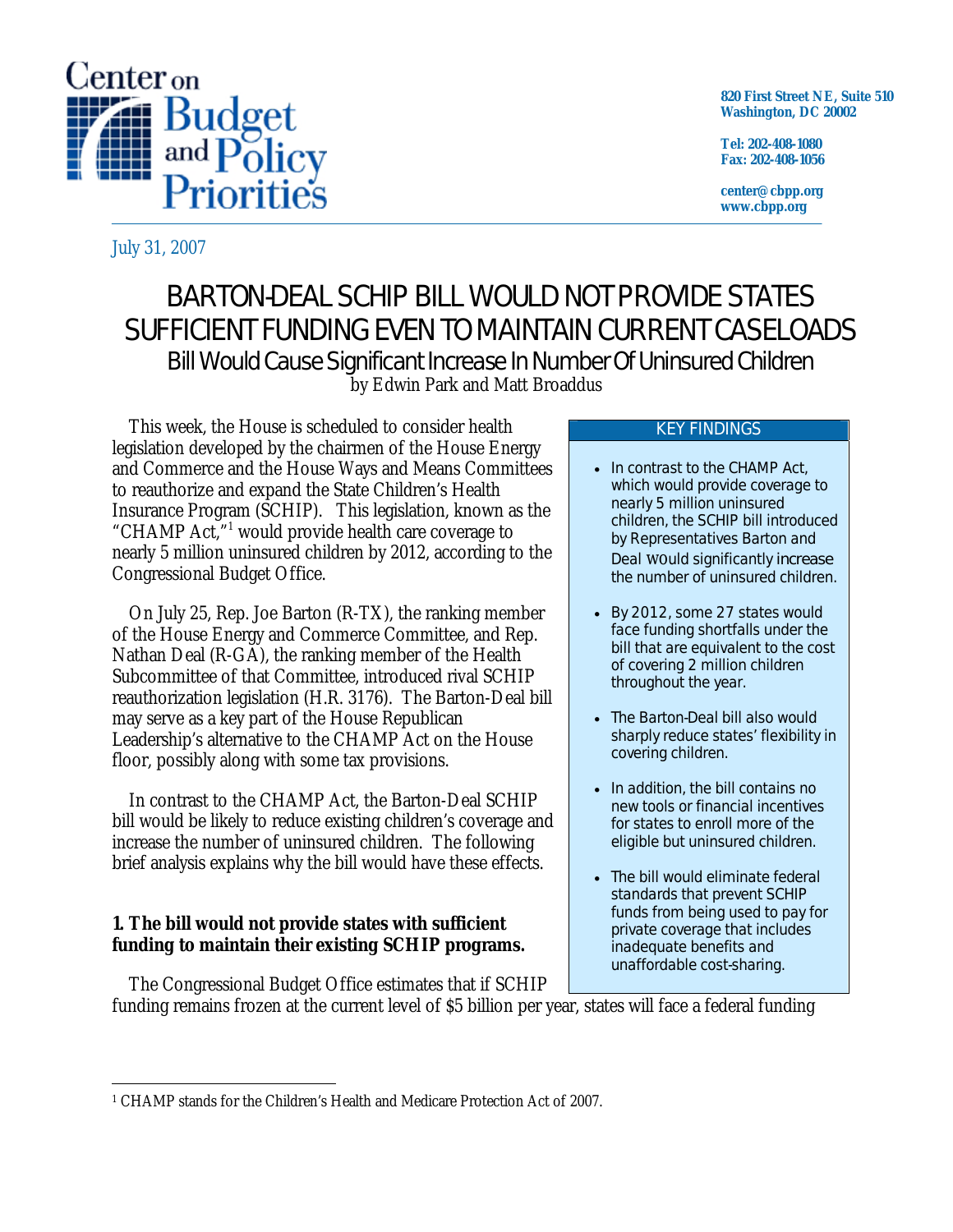Center on Budget and Policy Priorities

820 First Street NE, Suite 510
Washington, DC 20002

Tel: 202-408-1080
Fax: 202-408-1056

center@cbpp.org
www.cbpp.org

July 31, 2007

# BARTON-DEAL SCHIP BILL WOULD NOT PROVIDE STATES SUFFICIENT FUNDING EVEN TO MAINTAIN CURRENT CASELOADS

## Bill Would Cause Significant Increase In Number Of Uninsured Children

by Edwin Park and Matt Broaddus

This week, the House is scheduled to consider health legislation developed by the chairmen of the House Energy and Commerce and the House Ways and Means Committees to reauthorize and expand the State Children's Health Insurance Program (SCHIP). This legislation, known as the "CHAMP Act,"[1] would provide health care coverage to nearly 5 million uninsured children by 2012, according to the Congressional Budget Office.

On July 25, Rep. Joe Barton (R-TX), the ranking member of the House Energy and Commerce Committee, and Rep. Nathan Deal (R-GA), the ranking member of the Health Subcommittee of that Committee, introduced rival SCHIP reauthorization legislation (H.R. 3176). The Barton-Deal bill may serve as a key part of the House Republican Leadership's alternative to the CHAMP Act on the House floor, possibly along with some tax provisions.

In contrast to the CHAMP Act, the Barton-Deal SCHIP bill would be likely to reduce existing children's coverage and increase the number of uninsured children. The following brief analysis explains why the bill would have these effects.

**KEY FINDINGS**

- In contrast to the CHAMP Act, which would provide coverage to nearly 5 million uninsured children, the SCHIP bill introduced by Representatives Barton and Deal would significantly increase the number of uninsured children.
- By 2012, some 27 states would face funding shortfalls under the bill that are equivalent to the cost of covering 2 million children throughout the year.
- The Barton-Deal bill also would sharply reduce states' flexibility in covering children.
- In addition, the bill contains no new tools or financial incentives for states to enroll more of the eligible but uninsured children.
- The bill would eliminate federal standards that prevent SCHIP funds from being used to pay for private coverage that includes inadequate benefits and unaffordable cost-sharing.

### 1. The bill would not provide states with sufficient funding to maintain their existing SCHIP programs.

The Congressional Budget Office estimates that if SCHIP funding remains frozen at the current level of $5 billion per year, states will face a federal funding

[1] CHAMP stands for the Children's Health and Medicare Protection Act of 2007.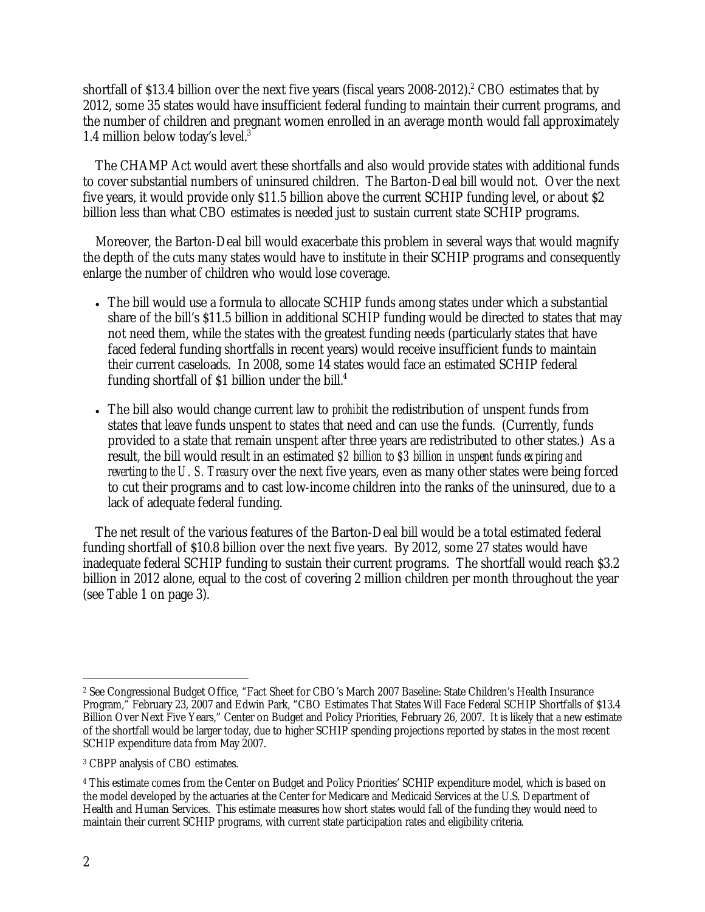shortfall of $13.4 billion over the next five years (fiscal years 2008-2012).[2] CBO estimates that by 2012, some 35 states would have insufficient federal funding to maintain their current programs, and the number of children and pregnant women enrolled in an average month would fall approximately 1.4 million below today's level.[3]

The CHAMP Act would avert these shortfalls and also would provide states with additional funds to cover substantial numbers of uninsured children. The Barton-Deal bill would not. Over the next five years, it would provide only $11.5 billion above the current SCHIP funding level, or about $2 billion less than what CBO estimates is needed just to sustain current state SCHIP programs.

Moreover, the Barton-Deal bill would exacerbate this problem in several ways that would magnify the depth of the cuts many states would have to institute in their SCHIP programs and consequently enlarge the number of children who would lose coverage.

- The bill would use a formula to allocate SCHIP funds among states under which a substantial share of the bill's $11.5 billion in additional SCHIP funding would be directed to states that may not need them, while the states with the greatest funding needs (particularly states that have faced federal funding shortfalls in recent years) would receive insufficient funds to maintain their current caseloads. In 2008, some 14 states would face an estimated SCHIP federal funding shortfall of $1 billion under the bill.[4]
- The bill also would change current law to *prohibit* the redistribution of unspent funds from states that leave funds unspent to states that need and can use the funds. (Currently, funds provided to a state that remain unspent after three years are redistributed to other states.) As a result, the bill would result in an estimated *$2 billion to $3 billion in unspent funds expiring and reverting to the U. S. Treasury* over the next five years, even as many other states were being forced to cut their programs and to cast low-income children into the ranks of the uninsured, due to a lack of adequate federal funding.

The net result of the various features of the Barton-Deal bill would be a total estimated federal funding shortfall of $10.8 billion over the next five years. By 2012, some 27 states would have inadequate federal SCHIP funding to sustain their current programs. The shortfall would reach $3.2 billion in 2012 alone, equal to the cost of covering 2 million children per month throughout the year (see Table 1 on page 3).

---

[2] See Congressional Budget Office, "Fact Sheet for CBO's March 2007 Baseline: State Children's Health Insurance Program," February 23, 2007 and Edwin Park, "CBO Estimates That States Will Face Federal SCHIP Shortfalls of $13.4 Billion Over Next Five Years," Center on Budget and Policy Priorities, February 26, 2007. It is likely that a new estimate of the shortfall would be larger today, due to higher SCHIP spending projections reported by states in the most recent SCHIP expenditure data from May 2007.

[3] CBPP analysis of CBO estimates.

[4] This estimate comes from the Center on Budget and Policy Priorities' SCHIP expenditure model, which is based on the model developed by the actuaries at the Center for Medicare and Medicaid Services at the U.S. Department of Health and Human Services. This estimate measures how short states would fall of the funding they would need to maintain their current SCHIP programs, with current state participation rates and eligibility criteria.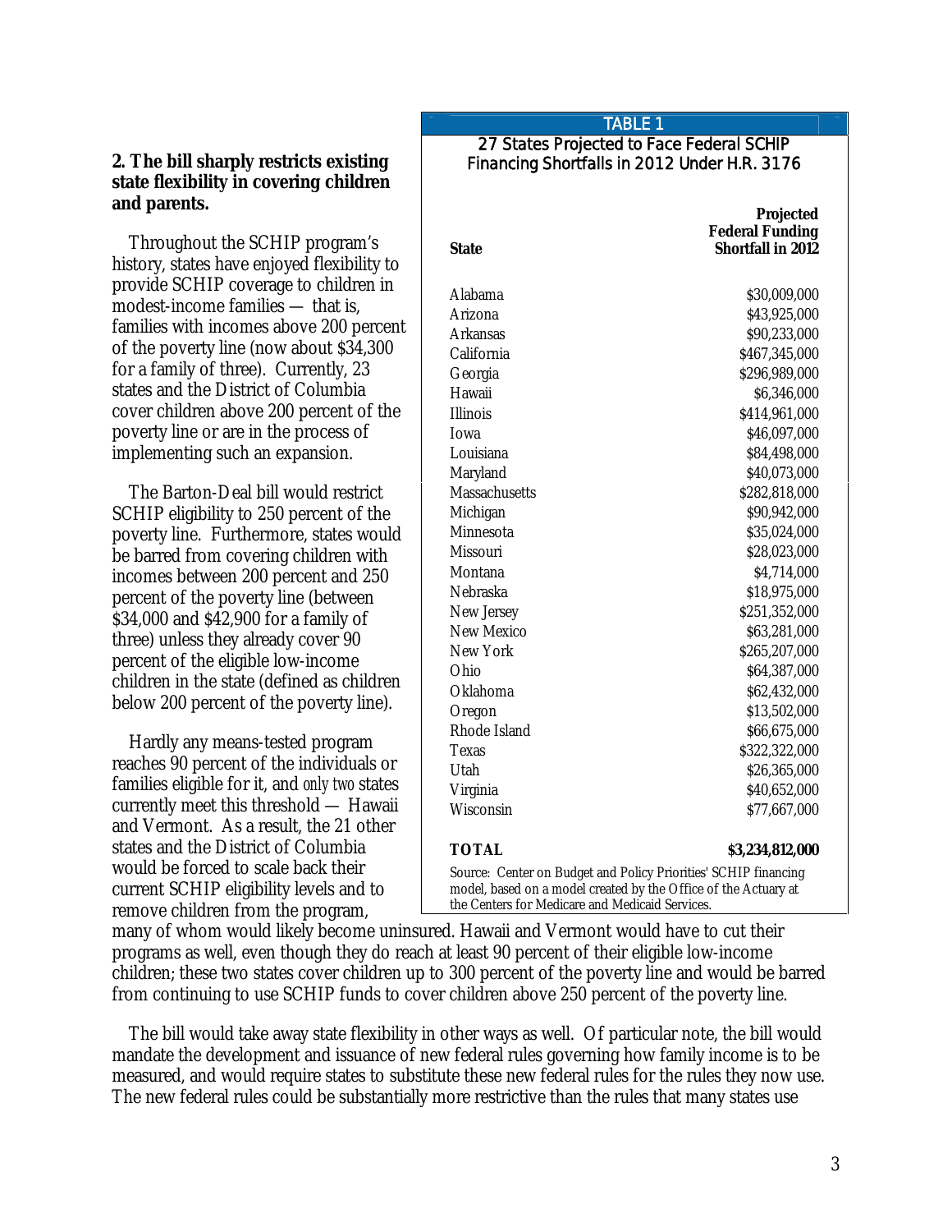**2. The bill sharply restricts existing state flexibility in covering children and parents.**

Throughout the SCHIP program's history, states have enjoyed flexibility to provide SCHIP coverage to children in modest-income families — that is, families with incomes above 200 percent of the poverty line (now about $34,300 for a family of three). Currently, 23 states and the District of Columbia cover children above 200 percent of the poverty line or are in the process of implementing such an expansion.

The Barton-Deal bill would restrict SCHIP eligibility to 250 percent of the poverty line. Furthermore, states would be barred from covering children with incomes between 200 percent and 250 percent of the poverty line (between $34,000 and $42,900 for a family of three) unless they already cover 90 percent of the eligible low-income children in the state (defined as children below 200 percent of the poverty line).

Hardly any means-tested program reaches 90 percent of the individuals or families eligible for it, and *only two* states currently meet this threshold — Hawaii and Vermont. As a result, the 21 other states and the District of Columbia would be forced to scale back their current SCHIP eligibility levels and to remove children from the program, many of whom would likely become uninsured. Hawaii and Vermont would have to cut their programs as well, even though they do reach at least 90 percent of their eligible low-income children; these two states cover children up to 300 percent of the poverty line and would be barred from continuing to use SCHIP funds to cover children above 250 percent of the poverty line.

**TABLE 1**

**27 States Projected to Face Federal SCHIP Financing Shortfalls in 2012 Under H.R. 3176**

| State | Projected Federal Funding Shortfall in 2012 |
|---|---|
| Alabama | $30,009,000 |
| Arizona | $43,925,000 |
| Arkansas | $90,233,000 |
| California | $467,345,000 |
| Georgia | $296,989,000 |
| Hawaii | $6,346,000 |
| Illinois | $414,961,000 |
| Iowa | $46,097,000 |
| Louisiana | $84,498,000 |
| Maryland | $40,073,000 |
| Massachusetts | $282,818,000 |
| Michigan | $90,942,000 |
| Minnesota | $35,024,000 |
| Missouri | $28,023,000 |
| Montana | $4,714,000 |
| Nebraska | $18,975,000 |
| New Jersey | $251,352,000 |
| New Mexico | $63,281,000 |
| New York | $265,207,000 |
| Ohio | $64,387,000 |
| Oklahoma | $62,432,000 |
| Oregon | $13,502,000 |
| Rhode Island | $66,675,000 |
| Texas | $322,322,000 |
| Utah | $26,365,000 |
| Virginia | $40,652,000 |
| Wisconsin | $77,667,000 |
| **TOTAL** | **$3,234,812,000** |

Source: Center on Budget and Policy Priorities' SCHIP financing model, based on a model created by the Office of the Actuary at the Centers for Medicare and Medicaid Services.

The bill would take away state flexibility in other ways as well. Of particular note, the bill would mandate the development and issuance of new federal rules governing how family income is to be measured, and would require states to substitute these new federal rules for the rules they now use. The new federal rules could be substantially more restrictive than the rules that many states use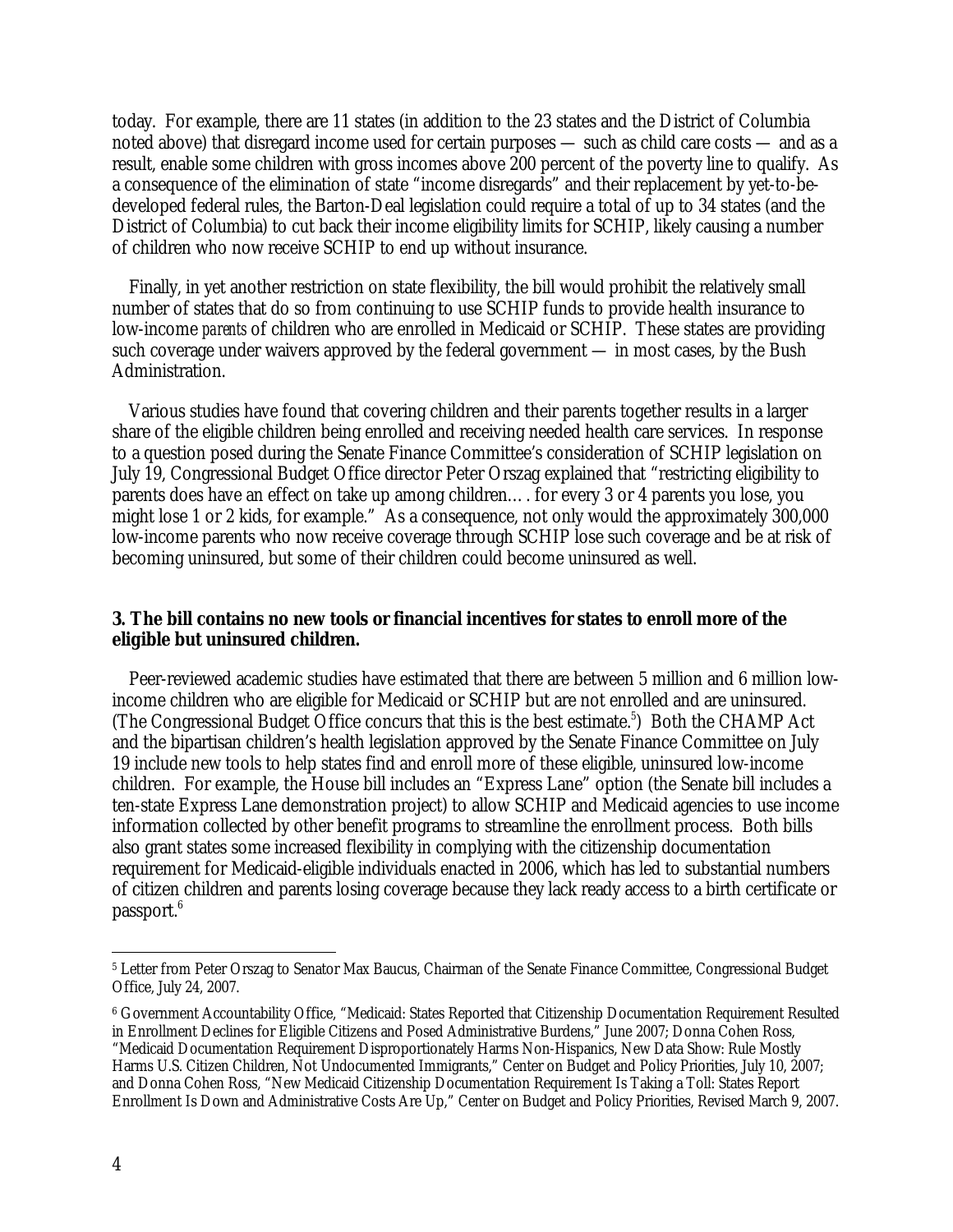today. For example, there are 11 states (in addition to the 23 states and the District of Columbia noted above) that disregard income used for certain purposes — such as child care costs — and as a result, enable some children with gross incomes above 200 percent of the poverty line to qualify. As a consequence of the elimination of state "income disregards" and their replacement by yet-to-be-developed federal rules, the Barton-Deal legislation could require a total of up to 34 states (and the District of Columbia) to cut back their income eligibility limits for SCHIP, likely causing a number of children who now receive SCHIP to end up without insurance.

Finally, in yet another restriction on state flexibility, the bill would prohibit the relatively small number of states that do so from continuing to use SCHIP funds to provide health insurance to low-income *parents* of children who are enrolled in Medicaid or SCHIP. These states are providing such coverage under waivers approved by the federal government — in most cases, by the Bush Administration.

Various studies have found that covering children and their parents together results in a larger share of the eligible children being enrolled and receiving needed health care services. In response to a question posed during the Senate Finance Committee's consideration of SCHIP legislation on July 19, Congressional Budget Office director Peter Orszag explained that "restricting eligibility to parents does have an effect on take up among children… . for every 3 or 4 parents you lose, you might lose 1 or 2 kids, for example." As a consequence, not only would the approximately 300,000 low-income parents who now receive coverage through SCHIP lose such coverage and be at risk of becoming uninsured, but some of their children could become uninsured as well.

**3. The bill contains no new tools or financial incentives for states to enroll more of the eligible but uninsured children.**

Peer-reviewed academic studies have estimated that there are between 5 million and 6 million low-income children who are eligible for Medicaid or SCHIP but are not enrolled and are uninsured. (The Congressional Budget Office concurs that this is the best estimate.[5]) Both the CHAMP Act and the bipartisan children's health legislation approved by the Senate Finance Committee on July 19 include new tools to help states find and enroll more of these eligible, uninsured low-income children. For example, the House bill includes an "Express Lane" option (the Senate bill includes a ten-state Express Lane demonstration project) to allow SCHIP and Medicaid agencies to use income information collected by other benefit programs to streamline the enrollment process. Both bills also grant states some increased flexibility in complying with the citizenship documentation requirement for Medicaid-eligible individuals enacted in 2006, which has led to substantial numbers of citizen children and parents losing coverage because they lack ready access to a birth certificate or passport.[6]

---

[5] Letter from Peter Orszag to Senator Max Baucus, Chairman of the Senate Finance Committee, Congressional Budget Office, July 24, 2007.

[6] Government Accountability Office, "Medicaid: States Reported that Citizenship Documentation Requirement Resulted in Enrollment Declines for Eligible Citizens and Posed Administrative Burdens," June 2007; Donna Cohen Ross, "Medicaid Documentation Requirement Disproportionately Harms Non-Hispanics, New Data Show: Rule Mostly Harms U.S. Citizen Children, Not Undocumented Immigrants," Center on Budget and Policy Priorities, July 10, 2007; and Donna Cohen Ross, "New Medicaid Citizenship Documentation Requirement Is Taking a Toll: States Report Enrollment Is Down and Administrative Costs Are Up," Center on Budget and Policy Priorities, Revised March 9, 2007.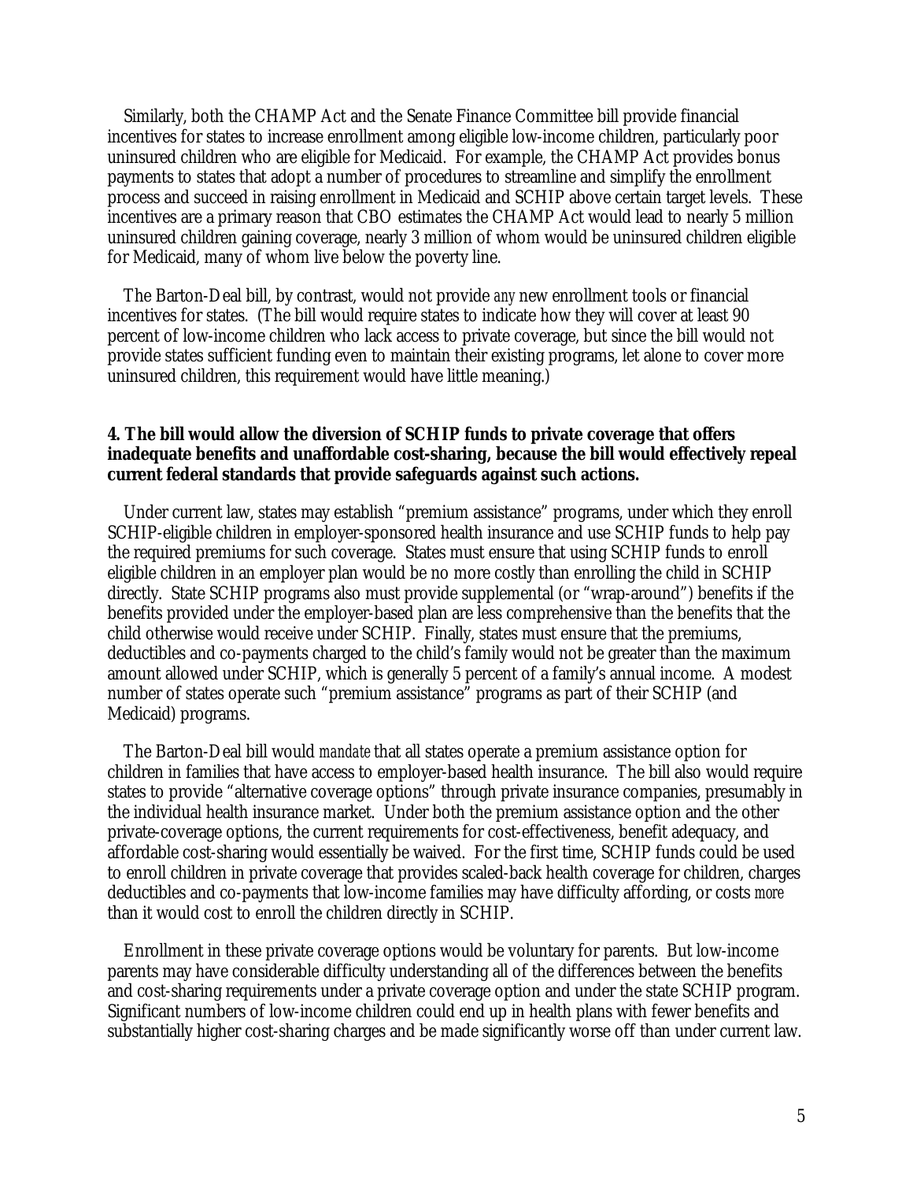Similarly, both the CHAMP Act and the Senate Finance Committee bill provide financial incentives for states to increase enrollment among eligible low-income children, particularly poor uninsured children who are eligible for Medicaid. For example, the CHAMP Act provides bonus payments to states that adopt a number of procedures to streamline and simplify the enrollment process and succeed in raising enrollment in Medicaid and SCHIP above certain target levels. These incentives are a primary reason that CBO estimates the CHAMP Act would lead to nearly 5 million uninsured children gaining coverage, nearly 3 million of whom would be uninsured children eligible for Medicaid, many of whom live below the poverty line.

The Barton-Deal bill, by contrast, would not provide *any* new enrollment tools or financial incentives for states. (The bill would require states to indicate how they will cover at least 90 percent of low-income children who lack access to private coverage, but since the bill would not provide states sufficient funding even to maintain their existing programs, let alone to cover more uninsured children, this requirement would have little meaning.)

**4. The bill would allow the diversion of SCHIP funds to private coverage that offers inadequate benefits and unaffordable cost-sharing, because the bill would effectively repeal current federal standards that provide safeguards against such actions.**

Under current law, states may establish "premium assistance" programs, under which they enroll SCHIP-eligible children in employer-sponsored health insurance and use SCHIP funds to help pay the required premiums for such coverage. States must ensure that using SCHIP funds to enroll eligible children in an employer plan would be no more costly than enrolling the child in SCHIP directly. State SCHIP programs also must provide supplemental (or "wrap-around") benefits if the benefits provided under the employer-based plan are less comprehensive than the benefits that the child otherwise would receive under SCHIP. Finally, states must ensure that the premiums, deductibles and co-payments charged to the child's family would not be greater than the maximum amount allowed under SCHIP, which is generally 5 percent of a family's annual income. A modest number of states operate such "premium assistance" programs as part of their SCHIP (and Medicaid) programs.

The Barton-Deal bill would *mandate* that all states operate a premium assistance option for children in families that have access to employer-based health insurance. The bill also would require states to provide "alternative coverage options" through private insurance companies, presumably in the individual health insurance market. Under both the premium assistance option and the other private-coverage options, the current requirements for cost-effectiveness, benefit adequacy, and affordable cost-sharing would essentially be waived. For the first time, SCHIP funds could be used to enroll children in private coverage that provides scaled-back health coverage for children, charges deductibles and co-payments that low-income families may have difficulty affording, or costs *more* than it would cost to enroll the children directly in SCHIP.

Enrollment in these private coverage options would be voluntary for parents. But low-income parents may have considerable difficulty understanding all of the differences between the benefits and cost-sharing requirements under a private coverage option and under the state SCHIP program. Significant numbers of low-income children could end up in health plans with fewer benefits and substantially higher cost-sharing charges and be made significantly worse off than under current law.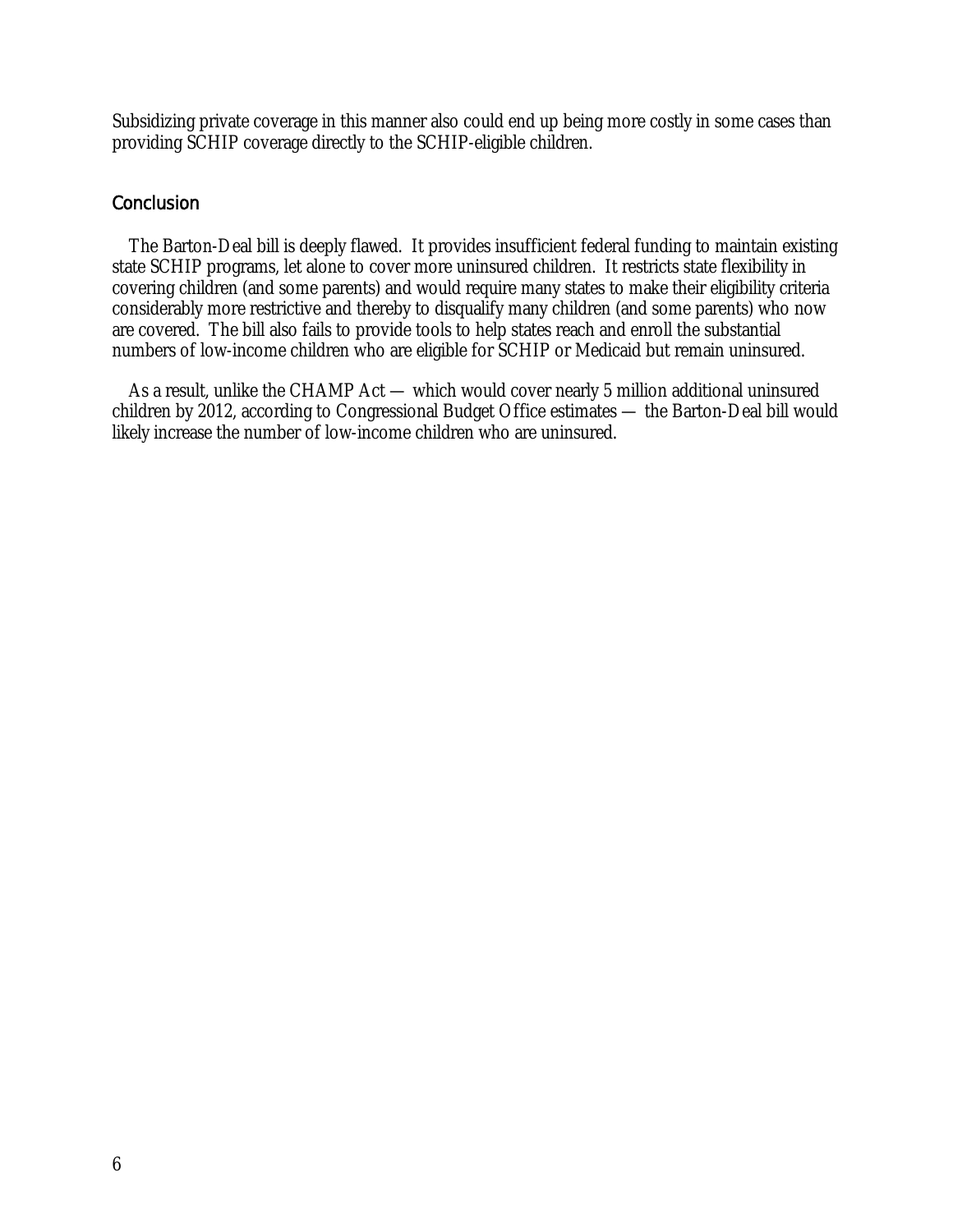Subsidizing private coverage in this manner also could end up being more costly in some cases than providing SCHIP coverage directly to the SCHIP-eligible children.

## Conclusion

The Barton-Deal bill is deeply flawed. It provides insufficient federal funding to maintain existing state SCHIP programs, let alone to cover more uninsured children. It restricts state flexibility in covering children (and some parents) and would require many states to make their eligibility criteria considerably more restrictive and thereby to disqualify many children (and some parents) who now are covered. The bill also fails to provide tools to help states reach and enroll the substantial numbers of low-income children who are eligible for SCHIP or Medicaid but remain uninsured.

As a result, unlike the CHAMP Act — which would cover nearly 5 million additional uninsured children by 2012, according to Congressional Budget Office estimates — the Barton-Deal bill would likely increase the number of low-income children who are uninsured.